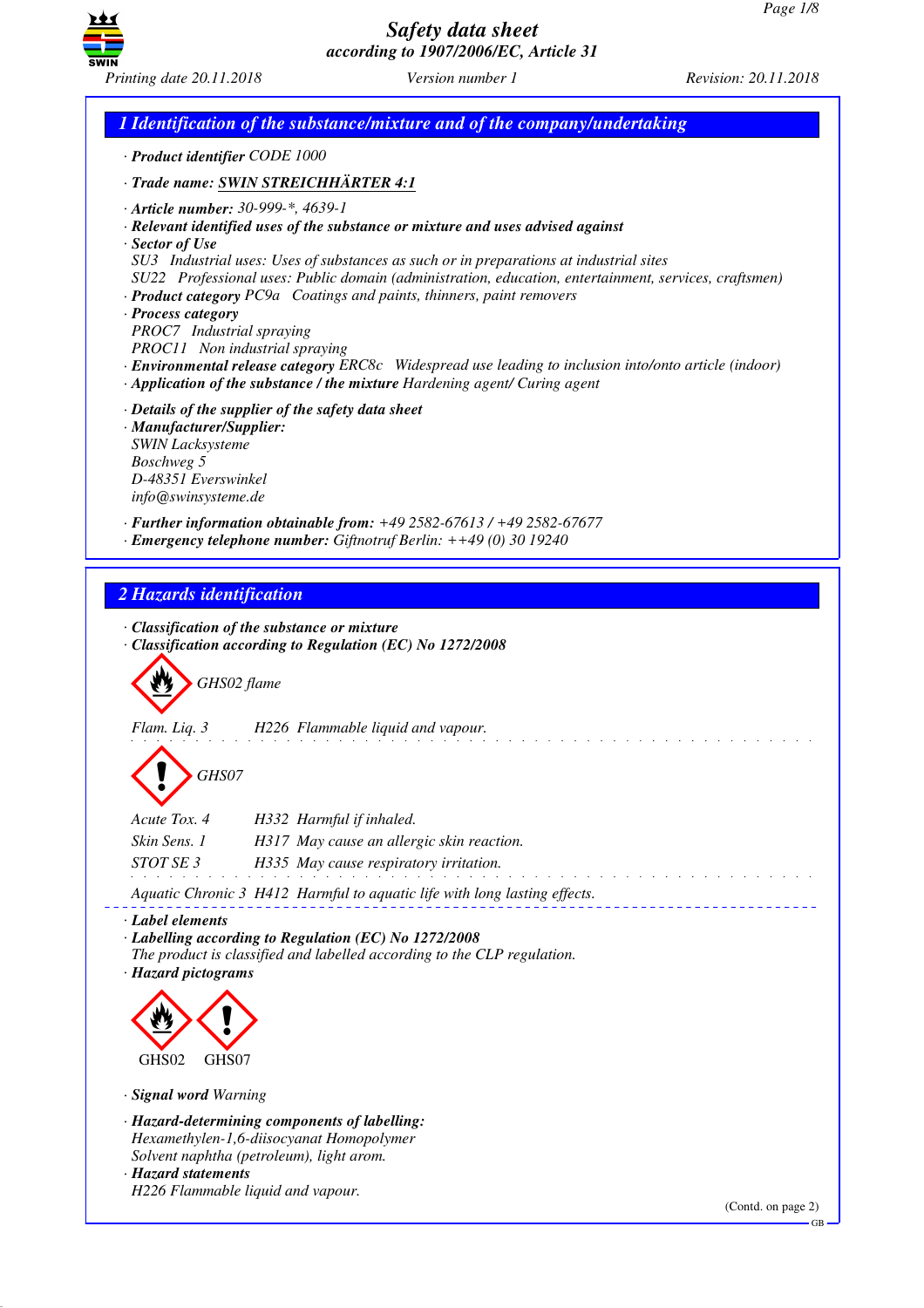# Safety data sheet
*according to 1907/2006/EC, Article 31*

Printing date 20.11.2018 | Version number 1 | Revision: 20.11.2018

## 1 Identification of the substance/mixture and of the company/undertaking

· **Product identifier** CODE 1000

· **Trade name:** **SWIN STREICHHÄRTER 4:1**

· **Article number:** 30-999-*, 4639-1
· **Relevant identified uses of the substance or mixture and uses advised against**
· **Sector of Use**
SU3 Industrial uses: Uses of substances as such or in preparations at industrial sites
SU22 Professional uses: Public domain (administration, education, entertainment, services, craftsmen)
· **Product category** PC9a Coatings and paints, thinners, paint removers
· **Process category**
PROC7 Industrial spraying
PROC11 Non industrial spraying
· **Environmental release category** ERC8c Widespread use leading to inclusion into/onto article (indoor)
· **Application of the substance / the mixture** Hardening agent/ Curing agent

· **Details of the supplier of the safety data sheet**
· **Manufacturer/Supplier:**
SWIN Lacksysteme
Boschweg 5
D-48351 Everswinkel
info@swinsysteme.de

· **Further information obtainable from:** +49 2582-67613 / +49 2582-67677
· **Emergency telephone number:** Giftnotruf Berlin: ++49 (0) 30 19240

## 2 Hazards identification

· **Classification of the substance or mixture**
· **Classification according to Regulation (EC) No 1272/2008**

GHS02 flame

Flam. Liq. 3 H226 Flammable liquid and vapour.

GHS07

Acute Tox. 4 H332 Harmful if inhaled.
Skin Sens. 1 H317 May cause an allergic skin reaction.
STOT SE 3 H335 May cause respiratory irritation.

Aquatic Chronic 3 H412 Harmful to aquatic life with long lasting effects.

· **Label elements**
· **Labelling according to Regulation (EC) No 1272/2008**
The product is classified and labelled according to the CLP regulation.
· **Hazard pictograms**

GHS02 GHS07

· **Signal word** Warning

· **Hazard-determining components of labelling:**
Hexamethylen-1,6-diisocyanat Homopolymer
Solvent naphtha (petroleum), light arom.
· **Hazard statements**
H226 Flammable liquid and vapour.

(Contd. on page 2)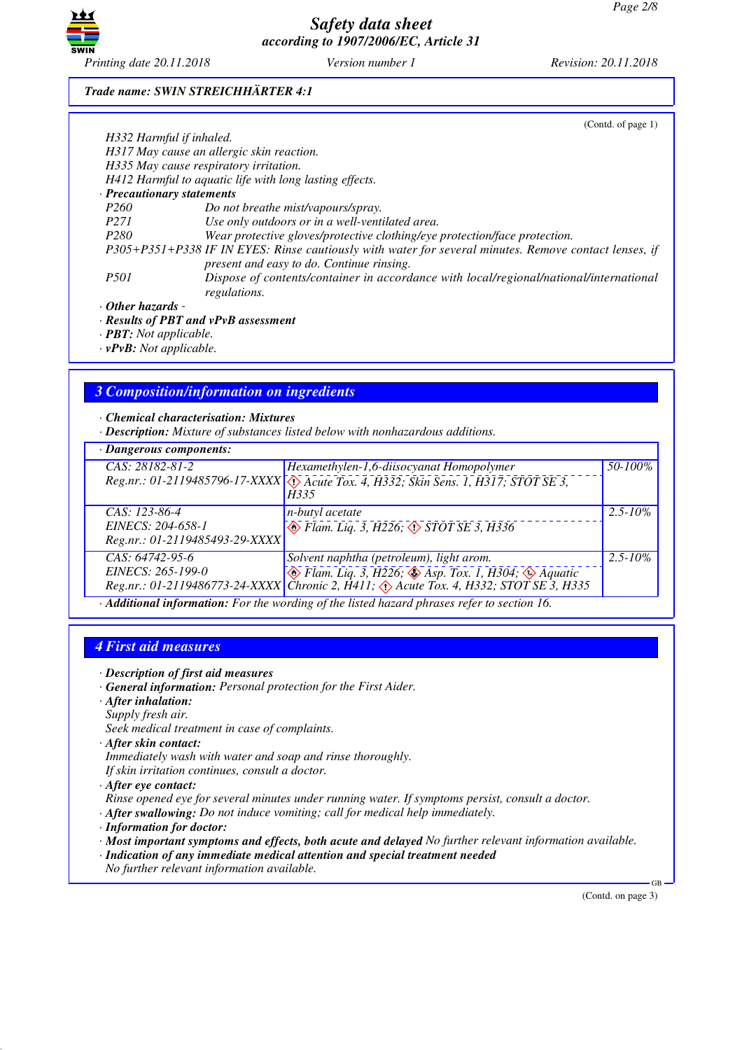**Trade name: SWIN STREICHHÄRTER 4:1**

(Contd. of page 1)

H332 Harmful if inhaled.
H317 May cause an allergic skin reaction.
H335 May cause respiratory irritation.
H412 Harmful to aquatic life with long lasting effects.

· **Precautionary statements**

| | |
|---|---|
| P260 | Do not breathe mist/vapours/spray. |
| P271 | Use only outdoors or in a well-ventilated area. |
| P280 | Wear protective gloves/protective clothing/eye protection/face protection. |
| P305+P351+P338 | IF IN EYES: Rinse cautiously with water for several minutes. Remove contact lenses, if present and easy to do. Continue rinsing. |
| P501 | Dispose of contents/container in accordance with local/regional/national/international regulations. |

· **Other hazards** -
· **Results of PBT and vPvB assessment**
· **PBT:** Not applicable.
· **vPvB:** Not applicable.

## 3 Composition/information on ingredients

· **Chemical characterisation: Mixtures**
· **Description:** Mixture of substances listed below with nonhazardous additions.

· **Dangerous components:**

| | | |
|---|---|---|
| CAS: 28182-81-2<br>Reg.nr.: 01-2119485796-17-XXXX | Hexamethylen-1,6-diisocyanat Homopolymer<br>Acute Tox. 4, H332; Skin Sens. 1, H317; STOT SE 3, H335 | 50-100% |
| CAS: 123-86-4<br>EINECS: 204-658-1<br>Reg.nr.: 01-2119485493-29-XXXX | n-butyl acetate<br>Flam. Liq. 3, H226; STOT SE 3, H336 | 2.5-10% |
| CAS: 64742-95-6<br>EINECS: 265-199-0<br>Reg.nr.: 01-2119486773-24-XXXX | Solvent naphtha (petroleum), light arom.<br>Flam. Liq. 3, H226; Asp. Tox. 1, H304; Aquatic Chronic 2, H411; Acute Tox. 4, H332; STOT SE 3, H335 | 2.5-10% |

· **Additional information:** For the wording of the listed hazard phrases refer to section 16.

## 4 First aid measures

· **Description of first aid measures**
· **General information:** Personal protection for the First Aider.
· **After inhalation:**
Supply fresh air.
Seek medical treatment in case of complaints.
· **After skin contact:**
Immediately wash with water and soap and rinse thoroughly.
If skin irritation continues, consult a doctor.
· **After eye contact:**
Rinse opened eye for several minutes under running water. If symptoms persist, consult a doctor.
· **After swallowing:** Do not induce vomiting; call for medical help immediately.
· **Information for doctor:**
· **Most important symptoms and effects, both acute and delayed** No further relevant information available.
· **Indication of any immediate medical attention and special treatment needed**
No further relevant information available.

(Contd. on page 3)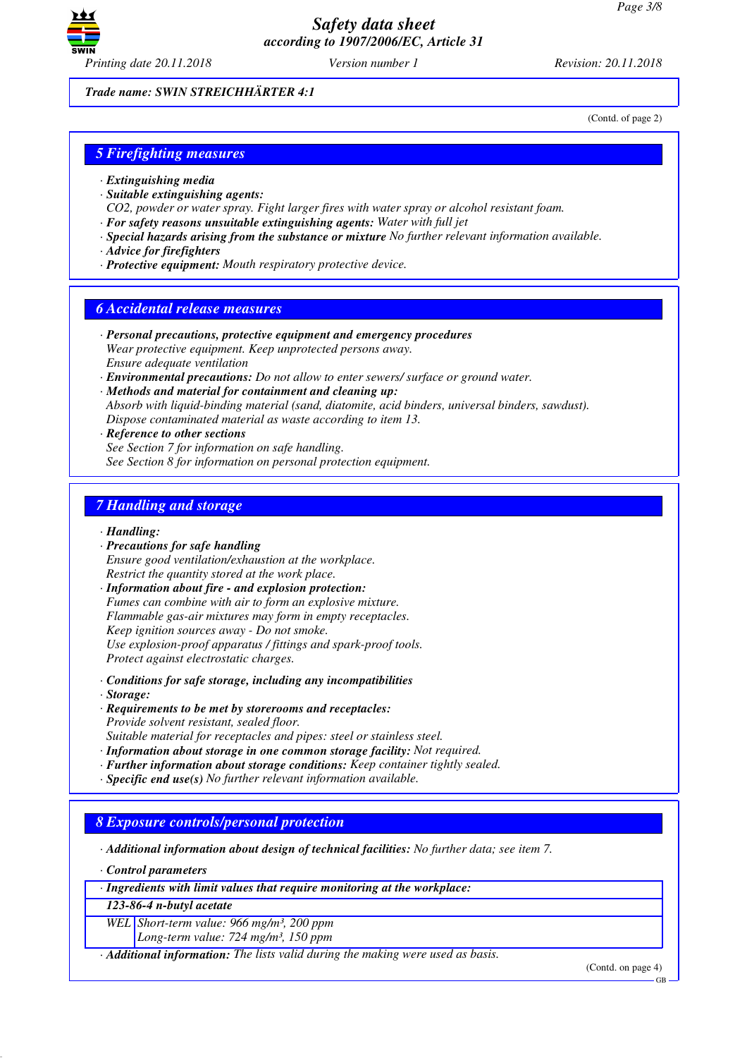Trade name: SWIN STREICHHÄRTER 4:1

(Contd. of page 2)

## 5 Firefighting measures

· **Extinguishing media**
· **Suitable extinguishing agents:**
CO2, powder or water spray. Fight larger fires with water spray or alcohol resistant foam.
· **For safety reasons unsuitable extinguishing agents:** Water with full jet
· **Special hazards arising from the substance or mixture** No further relevant information available.
· **Advice for firefighters**
· **Protective equipment:** Mouth respiratory protective device.

## 6 Accidental release measures

· **Personal precautions, protective equipment and emergency procedures**
Wear protective equipment. Keep unprotected persons away.
Ensure adequate ventilation
· **Environmental precautions:** Do not allow to enter sewers/ surface or ground water.
· **Methods and material for containment and cleaning up:**
Absorb with liquid-binding material (sand, diatomite, acid binders, universal binders, sawdust).
Dispose contaminated material as waste according to item 13.
· **Reference to other sections**
See Section 7 for information on safe handling.
See Section 8 for information on personal protection equipment.

## 7 Handling and storage

· **Handling:**
· **Precautions for safe handling**
Ensure good ventilation/exhaustion at the workplace.
Restrict the quantity stored at the work place.
· **Information about fire - and explosion protection:**
Fumes can combine with air to form an explosive mixture.
Flammable gas-air mixtures may form in empty receptacles.
Keep ignition sources away - Do not smoke.
Use explosion-proof apparatus / fittings and spark-proof tools.
Protect against electrostatic charges.

· **Conditions for safe storage, including any incompatibilities**
· **Storage:**
· **Requirements to be met by storerooms and receptacles:**
Provide solvent resistant, sealed floor.
Suitable material for receptacles and pipes: steel or stainless steel.
· **Information about storage in one common storage facility:** Not required.
· **Further information about storage conditions:** Keep container tightly sealed.
· **Specific end use(s)** No further relevant information available.

## 8 Exposure controls/personal protection

· **Additional information about design of technical facilities:** No further data; see item 7.

· **Control parameters**

| · Ingredients with limit values that require monitoring at the workplace: | |
|---|---|
| **123-86-4 n-butyl acetate** | |
| WEL | Short-term value: 966 mg/m³, 200 ppm<br>Long-term value: 724 mg/m³, 150 ppm |

· **Additional information:** The lists valid during the making were used as basis.

(Contd. on page 4)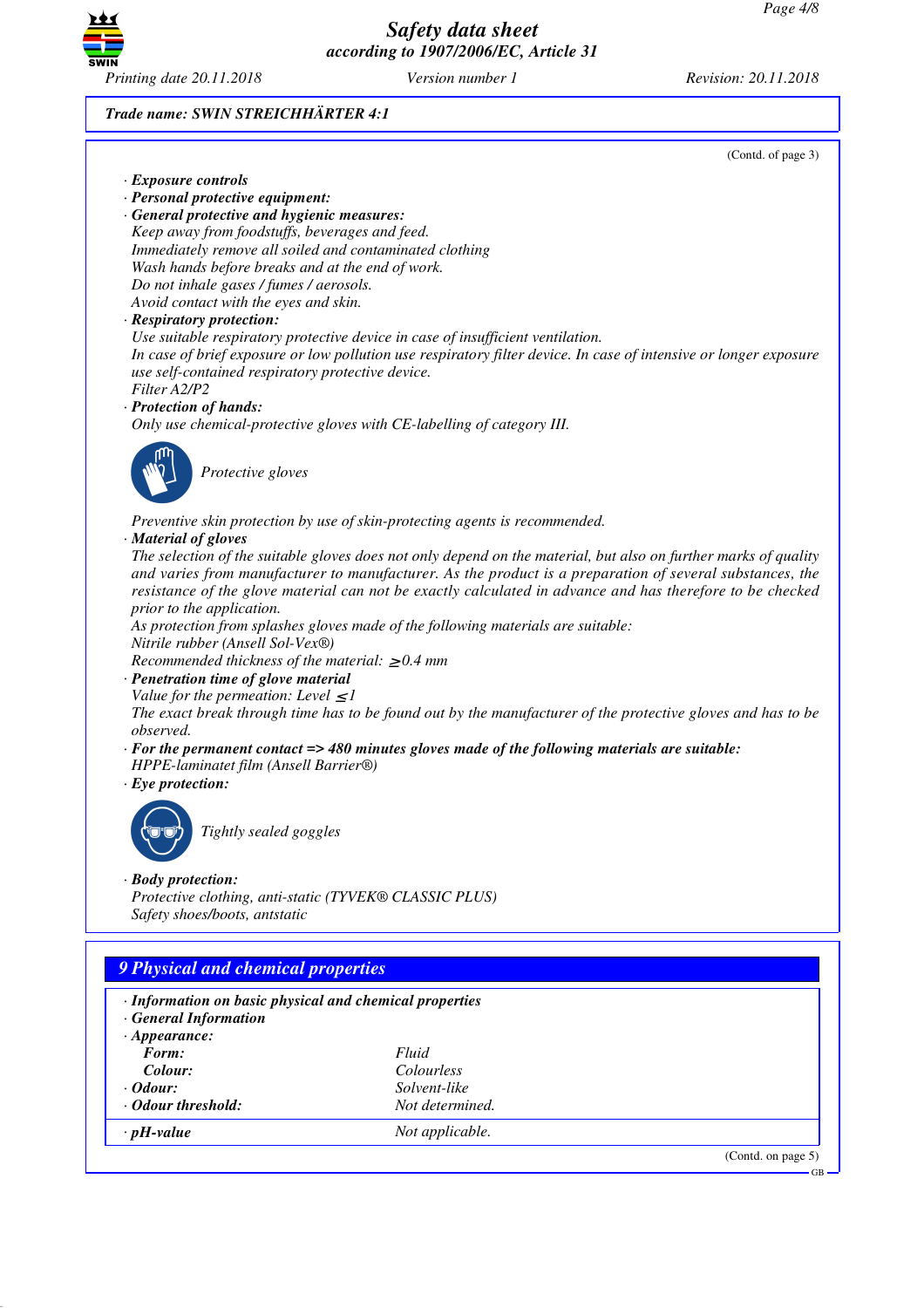**Trade name: SWIN STREICHHÄRTER 4:1**

(Contd. of page 3)

· **Exposure controls**
· **Personal protective equipment:**
· **General protective and hygienic measures:**
Keep away from foodstuffs, beverages and feed.
Immediately remove all soiled and contaminated clothing
Wash hands before breaks and at the end of work.
Do not inhale gases / fumes / aerosols.
Avoid contact with the eyes and skin.
· **Respiratory protection:**
Use suitable respiratory protective device in case of insufficient ventilation.
In case of brief exposure or low pollution use respiratory filter device. In case of intensive or longer exposure use self-contained respiratory protective device.
Filter A2/P2
· **Protection of hands:**
Only use chemical-protective gloves with CE-labelling of category III.

Protective gloves

Preventive skin protection by use of skin-protecting agents is recommended.
· **Material of gloves**
The selection of the suitable gloves does not only depend on the material, but also on further marks of quality and varies from manufacturer to manufacturer. As the product is a preparation of several substances, the resistance of the glove material can not be exactly calculated in advance and has therefore to be checked prior to the application.
As protection from splashes gloves made of the following materials are suitable:
Nitrile rubber (Ansell Sol-Vex®)
Recommended thickness of the material: ≥ 0.4 mm
· **Penetration time of glove material**
Value for the permeation: Level ≤ 1
The exact break through time has to be found out by the manufacturer of the protective gloves and has to be observed.
· **For the permanent contact => 480 minutes gloves made of the following materials are suitable:**
HPPE-laminatet film (Ansell Barrier®)
· **Eye protection:**

Tightly sealed goggles

· **Body protection:**
Protective clothing, anti-static (TYVEK® CLASSIC PLUS)
Safety shoes/boots, antstatic

## 9 Physical and chemical properties

· **Information on basic physical and chemical properties**
· **General Information**
· **Appearance:**

| | |
|---|---|
| **Form:** | Fluid |
| **Colour:** | Colourless |
| · **Odour:** | Solvent-like |
| · **Odour threshold:** | Not determined. |
| · **pH-value** | Not applicable. |

(Contd. on page 5)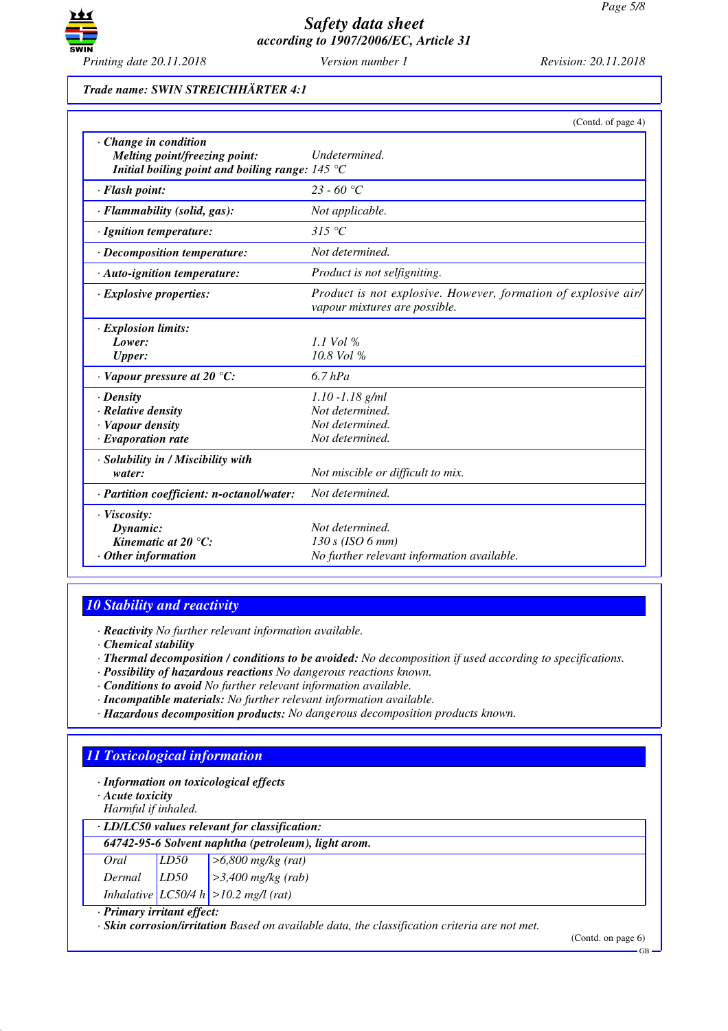**Trade name: SWIN STREICHHÄRTER 4:1**

(Contd. of page 4)

| | |
|---|---|
| · **Change in condition** | |
| **Melting point/freezing point:** | *Undetermined.* |
| **Initial boiling point and boiling range:** | *145 °C* |
| · **Flash point:** | *23 - 60 °C* |
| · **Flammability (solid, gas):** | *Not applicable.* |
| · **Ignition temperature:** | *315 °C* |
| · **Decomposition temperature:** | *Not determined.* |
| · **Auto-ignition temperature:** | *Product is not selfigniting.* |
| · **Explosive properties:** | *Product is not explosive. However, formation of explosive air/vapour mixtures are possible.* |
| · **Explosion limits:** | |
| **Lower:** | *1.1 Vol %* |
| **Upper:** | *10.8 Vol %* |
| · **Vapour pressure at 20 °C:** | *6.7 hPa* |
| · **Density** | *1.10 -1.18 g/ml* |
| · **Relative density** | *Not determined.* |
| · **Vapour density** | *Not determined.* |
| · **Evaporation rate** | *Not determined.* |
| · **Solubility in / Miscibility with water:** | *Not miscible or difficult to mix.* |
| · **Partition coefficient: n-octanol/water:** | *Not determined.* |
| · **Viscosity:** | |
| **Dynamic:** | *Not determined.* |
| **Kinematic at 20 °C:** | *130 s (ISO 6 mm)* |
| · **Other information** | *No further relevant information available.* |

## 10 Stability and reactivity

· **Reactivity** *No further relevant information available.*
· **Chemical stability**
· **Thermal decomposition / conditions to be avoided:** *No decomposition if used according to specifications.*
· **Possibility of hazardous reactions** *No dangerous reactions known.*
· **Conditions to avoid** *No further relevant information available.*
· **Incompatible materials:** *No further relevant information available.*
· **Hazardous decomposition products:** *No dangerous decomposition products known.*

## 11 Toxicological information

· **Information on toxicological effects**
· **Acute toxicity**
*Harmful if inhaled.*

| · **LD/LC50 values relevant for classification:** | | |
|---|---|---|
| **64742-95-6 Solvent naphtha (petroleum), light arom.** | | |
| *Oral* | *LD50* | *>6,800 mg/kg (rat)* |
| *Dermal* | *LD50* | *>3,400 mg/kg (rab)* |
| *Inhalative* | *LC50/4 h* | *>10.2 mg/l (rat)* |

· **Primary irritant effect:**
· **Skin corrosion/irritation** *Based on available data, the classification criteria are not met.*

(Contd. on page 6)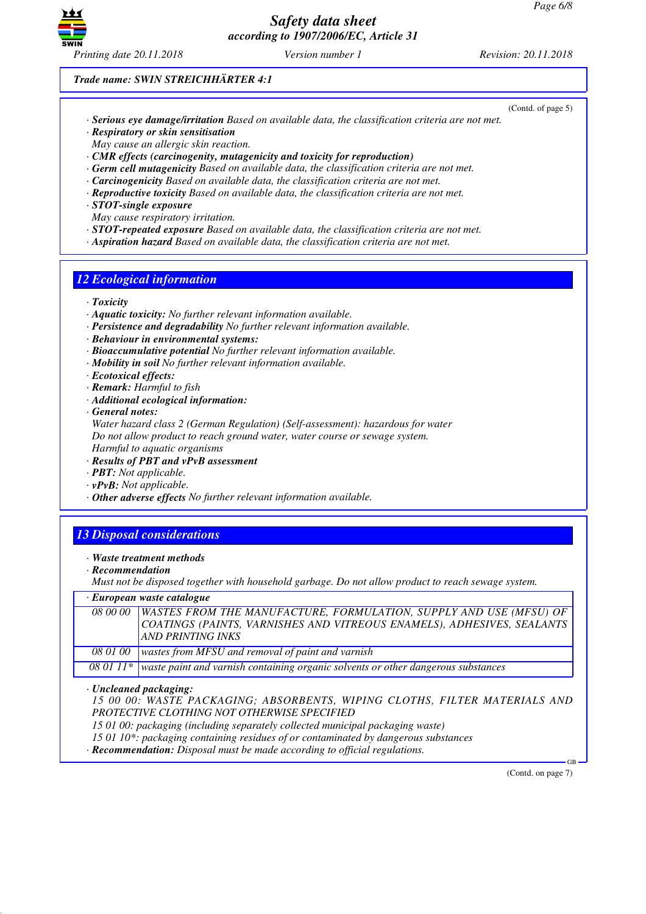(Contd. of page 5)

· **Serious eye damage/irritation** Based on available data, the classification criteria are not met.
· **Respiratory or skin sensitisation**
May cause an allergic skin reaction.
· **CMR effects (carcinogenity, mutagenicity and toxicity for reproduction)**
· **Germ cell mutagenicity** Based on available data, the classification criteria are not met.
· **Carcinogenicity** Based on available data, the classification criteria are not met.
· **Reproductive toxicity** Based on available data, the classification criteria are not met.
· **STOT-single exposure**
May cause respiratory irritation.
· **STOT-repeated exposure** Based on available data, the classification criteria are not met.
· **Aspiration hazard** Based on available data, the classification criteria are not met.

## 12 Ecological information

· **Toxicity**
· **Aquatic toxicity:** No further relevant information available.
· **Persistence and degradability** No further relevant information available.
· **Behaviour in environmental systems:**
· **Bioaccumulative potential** No further relevant information available.
· **Mobility in soil** No further relevant information available.
· **Ecotoxical effects:**
· **Remark:** Harmful to fish
· **Additional ecological information:**
· **General notes:**
Water hazard class 2 (German Regulation) (Self-assessment): hazardous for water
Do not allow product to reach ground water, water course or sewage system.
Harmful to aquatic organisms
· **Results of PBT and vPvB assessment**
· **PBT:** Not applicable.
· **vPvB:** Not applicable.
· **Other adverse effects** No further relevant information available.

## 13 Disposal considerations

· **Waste treatment methods**
· **Recommendation**
Must not be disposed together with household garbage. Do not allow product to reach sewage system.

| · European waste catalogue | |
|---|---|
| 08 00 00 | WASTES FROM THE MANUFACTURE, FORMULATION, SUPPLY AND USE (MFSU) OF COATINGS (PAINTS, VARNISHES AND VITREOUS ENAMELS), ADHESIVES, SEALANTS AND PRINTING INKS |
| 08 01 00 | wastes from MFSU and removal of paint and varnish |
| 08 01 11* | waste paint and varnish containing organic solvents or other dangerous substances |

· **Uncleaned packaging:**
15 00 00: WASTE PACKAGING; ABSORBENTS, WIPING CLOTHS, FILTER MATERIALS AND PROTECTIVE CLOTHING NOT OTHERWISE SPECIFIED
15 01 00: packaging (including separately collected municipal packaging waste)
15 01 10*: packaging containing residues of or contaminated by dangerous substances
· **Recommendation:** Disposal must be made according to official regulations.

(Contd. on page 7)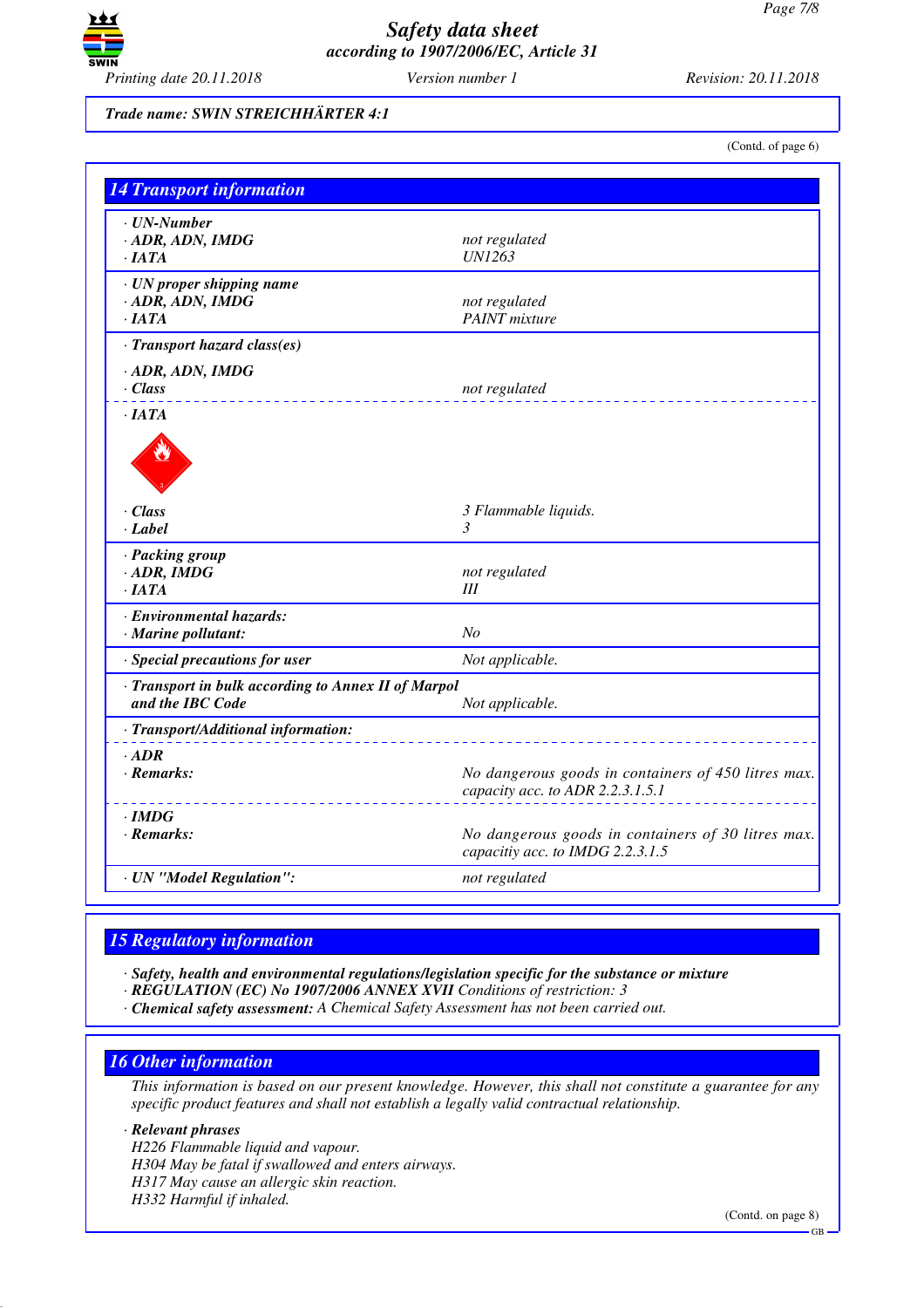Trade name: SWIN STREICHHÄRTER 4:1

(Contd. of page 6)

## 14 Transport information

| | |
|---|---|
| · **UN-Number** | |
| · **ADR, ADN, IMDG** | not regulated |
| · **IATA** | UN1263 |
| · **UN proper shipping name** | |
| · **ADR, ADN, IMDG** | not regulated |
| · **IATA** | PAINT mixture |
| · **Transport hazard class(es)** | |
| · **ADR, ADN, IMDG** | |
| · **Class** | not regulated |
| · **IATA** | |
| · **Class** | 3 Flammable liquids. |
| · **Label** | 3 |
| · **Packing group** | |
| · **ADR, IMDG** | not regulated |
| · **IATA** | III |
| · **Environmental hazards:** | |
| · **Marine pollutant:** | No |
| · **Special precautions for user** | Not applicable. |
| · **Transport in bulk according to Annex II of Marpol and the IBC Code** | Not applicable. |
| · **Transport/Additional information:** | |
| · **ADR** | |
| · **Remarks:** | No dangerous goods in containers of 450 litres max. capacitiy acc. to ADR 2.2.3.1.5.1 |
| · **IMDG** | |
| · **Remarks:** | No dangerous goods in containers of 30 litres max. capacitiy acc. to IMDG 2.2.3.1.5 |
| · **UN "Model Regulation":** | not regulated |

## 15 Regulatory information

· **Safety, health and environmental regulations/legislation specific for the substance or mixture**
· **REGULATION (EC) No 1907/2006 ANNEX XVII** Conditions of restriction: 3
· **Chemical safety assessment:** A Chemical Safety Assessment has not been carried out.

## 16 Other information

This information is based on our present knowledge. However, this shall not constitute a guarantee for any specific product features and shall not establish a legally valid contractual relationship.

· **Relevant phrases**
H226 Flammable liquid and vapour.
H304 May be fatal if swallowed and enters airways.
H317 May cause an allergic skin reaction.
H332 Harmful if inhaled.

(Contd. on page 8)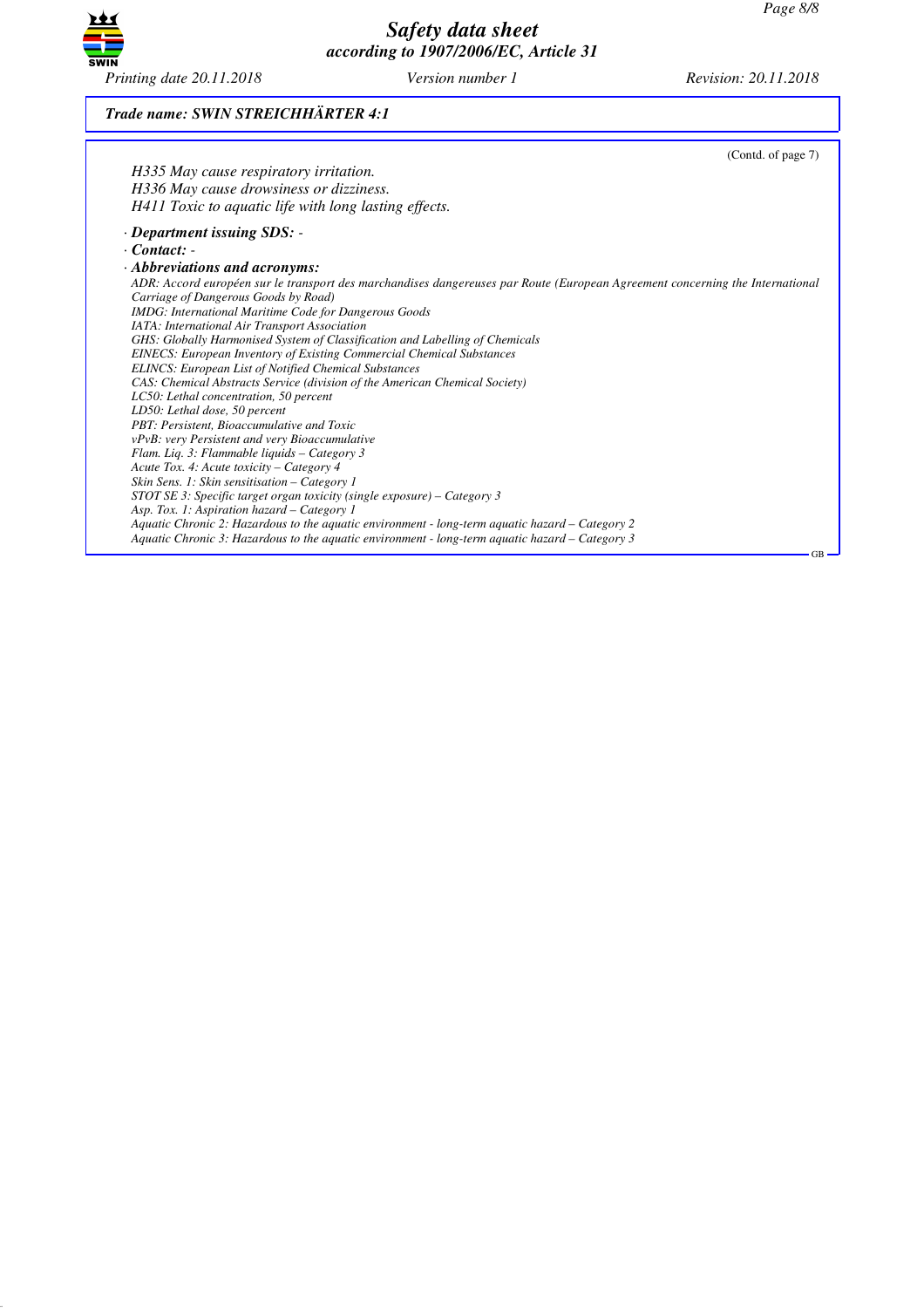*Trade name: SWIN STREICHHÄRTER 4:1*

(Contd. of page 7)

*H335 May cause respiratory irritation.*
*H336 May cause drowsiness or dizziness.*
*H411 Toxic to aquatic life with long lasting effects.*

· ***Department issuing SDS:*** -

· ***Contact:*** -

· ***Abbreviations and acronyms:***

*ADR: Accord européen sur le transport des marchandises dangereuses par Route (European Agreement concerning the International Carriage of Dangerous Goods by Road)*
*IMDG: International Maritime Code for Dangerous Goods*
*IATA: International Air Transport Association*
*GHS: Globally Harmonised System of Classification and Labelling of Chemicals*
*EINECS: European Inventory of Existing Commercial Chemical Substances*
*ELINCS: European List of Notified Chemical Substances*
*CAS: Chemical Abstracts Service (division of the American Chemical Society)*
*LC50: Lethal concentration, 50 percent*
*LD50: Lethal dose, 50 percent*
*PBT: Persistent, Bioaccumulative and Toxic*
*vPvB: very Persistent and very Bioaccumulative*
*Flam. Liq. 3: Flammable liquids – Category 3*
*Acute Tox. 4: Acute toxicity – Category 4*
*Skin Sens. 1: Skin sensitisation – Category 1*
*STOT SE 3: Specific target organ toxicity (single exposure) – Category 3*
*Asp. Tox. 1: Aspiration hazard – Category 1*
*Aquatic Chronic 2: Hazardous to the aquatic environment - long-term aquatic hazard – Category 2*
*Aquatic Chronic 3: Hazardous to the aquatic environment - long-term aquatic hazard – Category 3*

GB